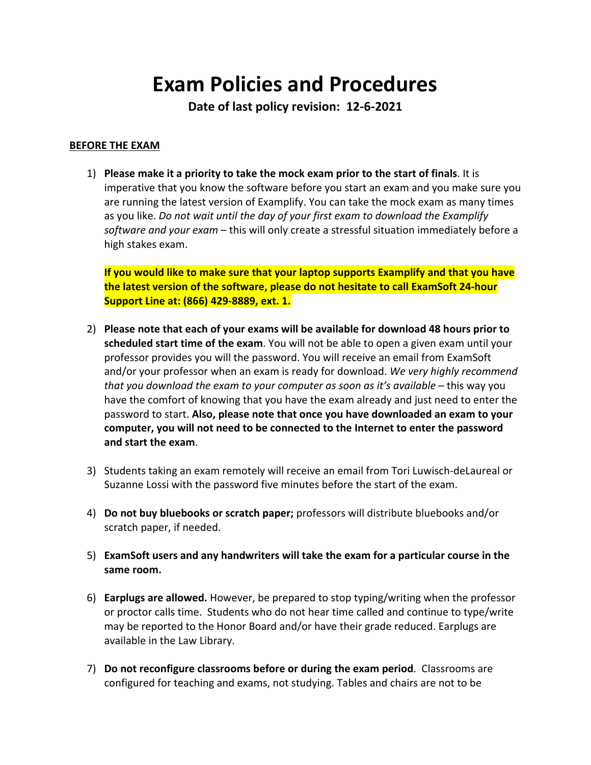# Exam Policies and Procedures

**Date of last policy revision: 12-6-2021**

**BEFORE THE EXAM**

1) **Please make it a priority to take the mock exam prior to the start of finals**. It is imperative that you know the software before you start an exam and you make sure you are running the latest version of Examplify. You can take the mock exam as many times as you like. *Do not wait until the day of your first exam to download the Examplify software and your exam* – this will only create a stressful situation immediately before a high stakes exam.

   **If you would like to make sure that your laptop supports Examplify and that you have the latest version of the software, please do not hesitate to call ExamSoft 24-hour Support Line at: (866) 429-8889, ext. 1.**

2) **Please note that each of your exams will be available for download 48 hours prior to scheduled start time of the exam**. You will not be able to open a given exam until your professor provides you will the password. You will receive an email from ExamSoft and/or your professor when an exam is ready for download. *We very highly recommend that you download the exam to your computer as soon as it's available* – this way you have the comfort of knowing that you have the exam already and just need to enter the password to start. **Also, please note that once you have downloaded an exam to your computer, you will not need to be connected to the Internet to enter the password and start the exam**.

3) Students taking an exam remotely will receive an email from Tori Luwisch-deLaureal or Suzanne Lossi with the password five minutes before the start of the exam.

4) **Do not buy bluebooks or scratch paper;** professors will distribute bluebooks and/or scratch paper, if needed.

5) **ExamSoft users and any handwriters will take the exam for a particular course in the same room.**

6) **Earplugs are allowed.** However, be prepared to stop typing/writing when the professor or proctor calls time. Students who do not hear time called and continue to type/write may be reported to the Honor Board and/or have their grade reduced. Earplugs are available in the Law Library.

7) **Do not reconfigure classrooms before or during the exam period**. Classrooms are configured for teaching and exams, not studying. Tables and chairs are not to be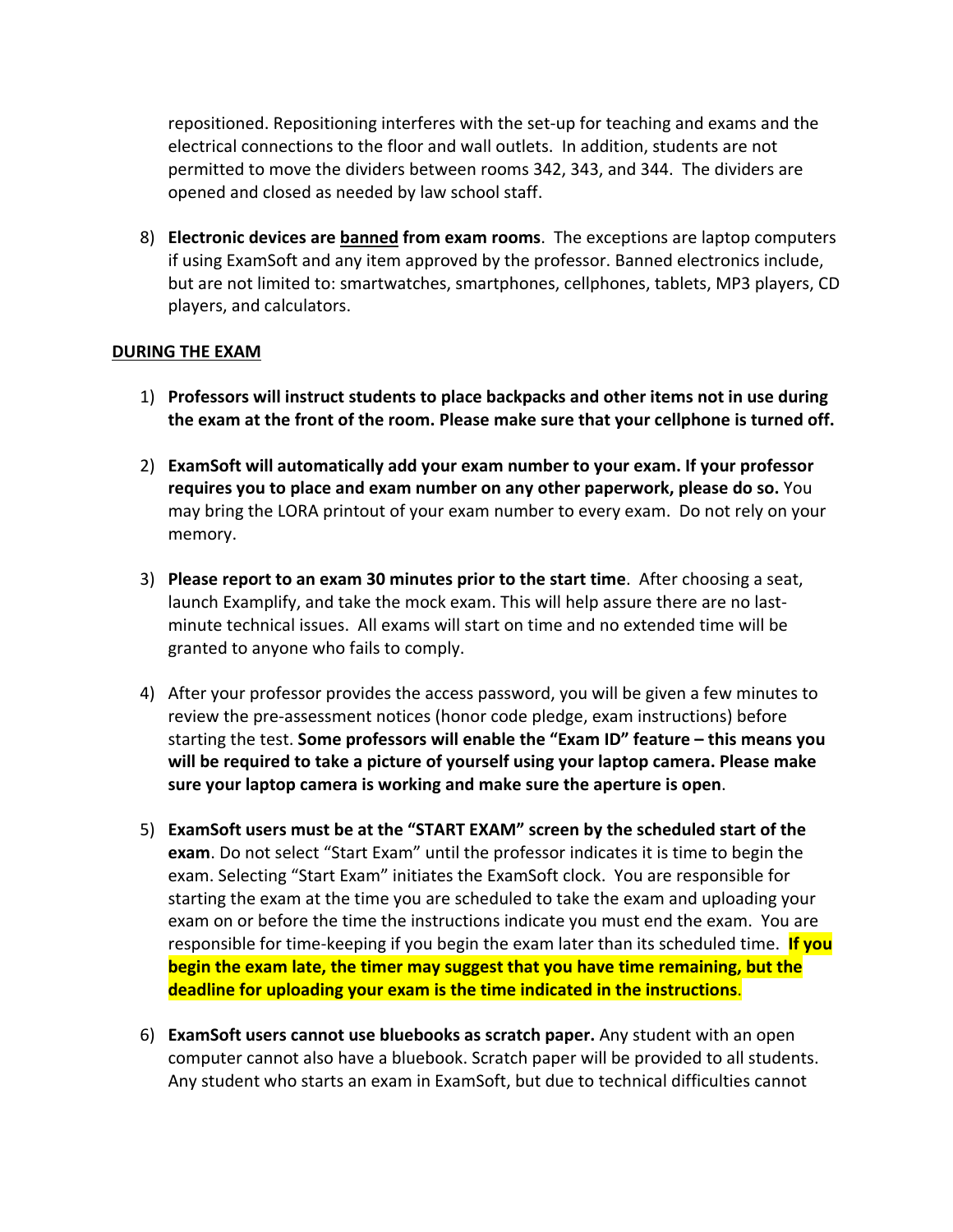repositioned. Repositioning interferes with the set-up for teaching and exams and the electrical connections to the floor and wall outlets. In addition, students are not permitted to move the dividers between rooms 342, 343, and 344. The dividers are opened and closed as needed by law school staff.

8) **Electronic devices are <u>banned</u> from exam rooms**. The exceptions are laptop computers if using ExamSoft and any item approved by the professor. Banned electronics include, but are not limited to: smartwatches, smartphones, cellphones, tablets, MP3 players, CD players, and calculators.

**<u>DURING THE EXAM</u>**

1) **Professors will instruct students to place backpacks and other items not in use during the exam at the front of the room. Please make sure that your cellphone is turned off.**

2) **ExamSoft will automatically add your exam number to your exam. If your professor requires you to place and exam number on any other paperwork, please do so.** You may bring the LORA printout of your exam number to every exam. Do not rely on your memory.

3) **Please report to an exam 30 minutes prior to the start time**. After choosing a seat, launch Examplify, and take the mock exam. This will help assure there are no last-minute technical issues. All exams will start on time and no extended time will be granted to anyone who fails to comply.

4) After your professor provides the access password, you will be given a few minutes to review the pre-assessment notices (honor code pledge, exam instructions) before starting the test. **Some professors will enable the "Exam ID" feature – this means you will be required to take a picture of yourself using your laptop camera. Please make sure your laptop camera is working and make sure the aperture is open**.

5) **ExamSoft users must be at the "START EXAM" screen by the scheduled start of the exam**. Do not select "Start Exam" until the professor indicates it is time to begin the exam. Selecting "Start Exam" initiates the ExamSoft clock. You are responsible for starting the exam at the time you are scheduled to take the exam and uploading your exam on or before the time the instructions indicate you must end the exam. You are responsible for time-keeping if you begin the exam later than its scheduled time. **If you begin the exam late, the timer may suggest that you have time remaining, but the deadline for uploading your exam is the time indicated in the instructions**.

6) **ExamSoft users cannot use bluebooks as scratch paper.** Any student with an open computer cannot also have a bluebook. Scratch paper will be provided to all students. Any student who starts an exam in ExamSoft, but due to technical difficulties cannot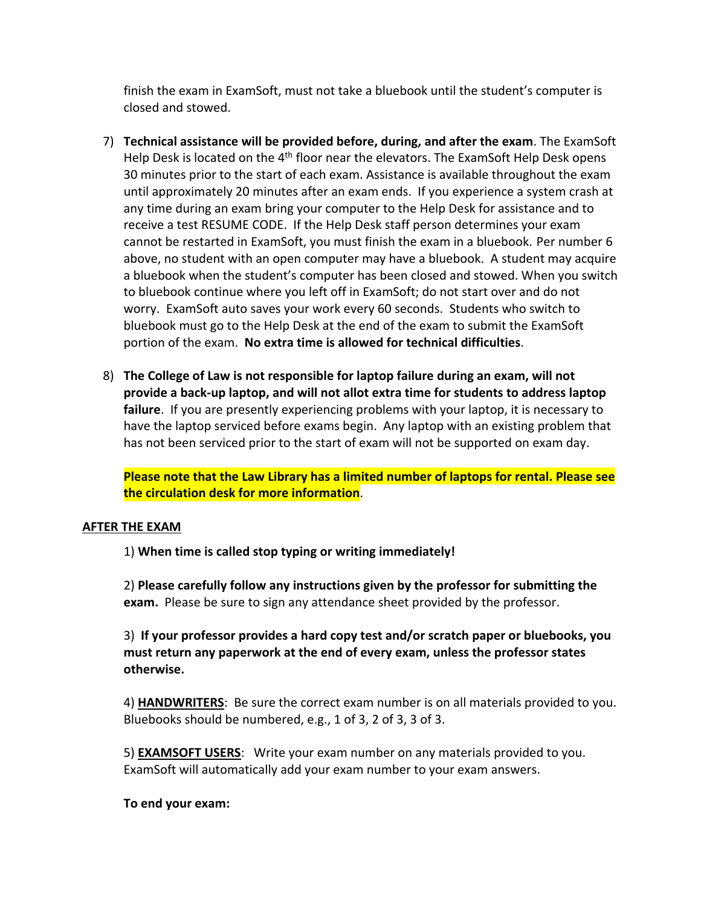finish the exam in ExamSoft, must not take a bluebook until the student's computer is closed and stowed.

7) **Technical assistance will be provided before, during, and after the exam**. The ExamSoft Help Desk is located on the 4th floor near the elevators. The ExamSoft Help Desk opens 30 minutes prior to the start of each exam. Assistance is available throughout the exam until approximately 20 minutes after an exam ends. If you experience a system crash at any time during an exam bring your computer to the Help Desk for assistance and to receive a test RESUME CODE. If the Help Desk staff person determines your exam cannot be restarted in ExamSoft, you must finish the exam in a bluebook. Per number 6 above, no student with an open computer may have a bluebook. A student may acquire a bluebook when the student's computer has been closed and stowed. When you switch to bluebook continue where you left off in ExamSoft; do not start over and do not worry. ExamSoft auto saves your work every 60 seconds. Students who switch to bluebook must go to the Help Desk at the end of the exam to submit the ExamSoft portion of the exam. **No extra time is allowed for technical difficulties**.

8) **The College of Law is not responsible for laptop failure during an exam, will not provide a back-up laptop, and will not allot extra time for students to address laptop failure**. If you are presently experiencing problems with your laptop, it is necessary to have the laptop serviced before exams begin. Any laptop with an existing problem that has not been serviced prior to the start of exam will not be supported on exam day.

   **Please note that the Law Library has a limited number of laptops for rental. Please see the circulation desk for more information**.

**AFTER THE EXAM**

1) **When time is called stop typing or writing immediately!**

2) **Please carefully follow any instructions given by the professor for submitting the exam.** Please be sure to sign any attendance sheet provided by the professor.

3) **If your professor provides a hard copy test and/or scratch paper or bluebooks, you must return any paperwork at the end of every exam, unless the professor states otherwise.**

4) **HANDWRITERS**: Be sure the correct exam number is on all materials provided to you. Bluebooks should be numbered, e.g., 1 of 3, 2 of 3, 3 of 3.

5) **EXAMSOFT USERS**: Write your exam number on any materials provided to you. ExamSoft will automatically add your exam number to your exam answers.

**To end your exam:**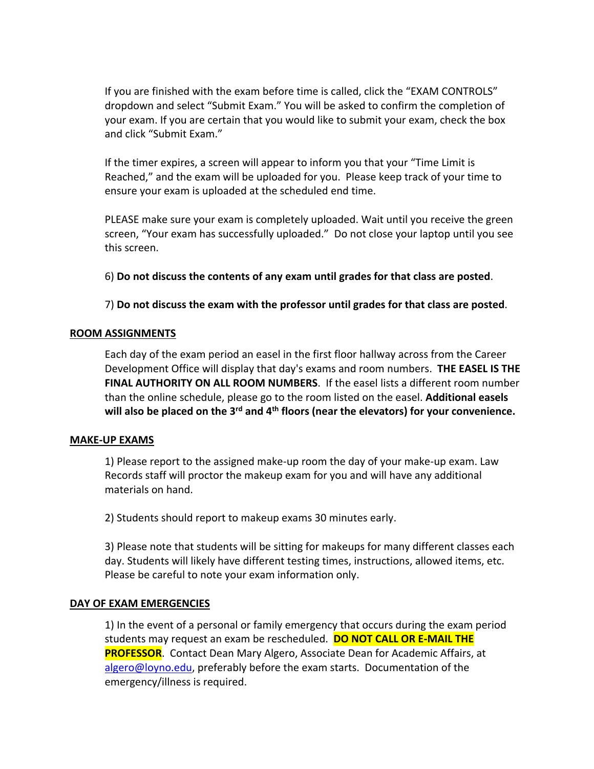If you are finished with the exam before time is called, click the "EXAM CONTROLS" dropdown and select "Submit Exam." You will be asked to confirm the completion of your exam. If you are certain that you would like to submit your exam, check the box and click "Submit Exam."

If the timer expires, a screen will appear to inform you that your "Time Limit is Reached," and the exam will be uploaded for you. Please keep track of your time to ensure your exam is uploaded at the scheduled end time.

PLEASE make sure your exam is completely uploaded. Wait until you receive the green screen, "Your exam has successfully uploaded." Do not close your laptop until you see this screen.

6) **Do not discuss the contents of any exam until grades for that class are posted**.

7) **Do not discuss the exam with the professor until grades for that class are posted**.

## ROOM ASSIGNMENTS

Each day of the exam period an easel in the first floor hallway across from the Career Development Office will display that day's exams and room numbers. **THE EASEL IS THE FINAL AUTHORITY ON ALL ROOM NUMBERS**. If the easel lists a different room number than the online schedule, please go to the room listed on the easel. **Additional easels will also be placed on the 3rd and 4th floors (near the elevators) for your convenience.**

## MAKE-UP EXAMS

1) Please report to the assigned make-up room the day of your make-up exam. Law Records staff will proctor the makeup exam for you and will have any additional materials on hand.

2) Students should report to makeup exams 30 minutes early.

3) Please note that students will be sitting for makeups for many different classes each day. Students will likely have different testing times, instructions, allowed items, etc. Please be careful to note your exam information only.

## DAY OF EXAM EMERGENCIES

1) In the event of a personal or family emergency that occurs during the exam period students may request an exam be rescheduled. **DO NOT CALL OR E-MAIL THE PROFESSOR**. Contact Dean Mary Algero, Associate Dean for Academic Affairs, at algero@loyno.edu, preferably before the exam starts. Documentation of the emergency/illness is required.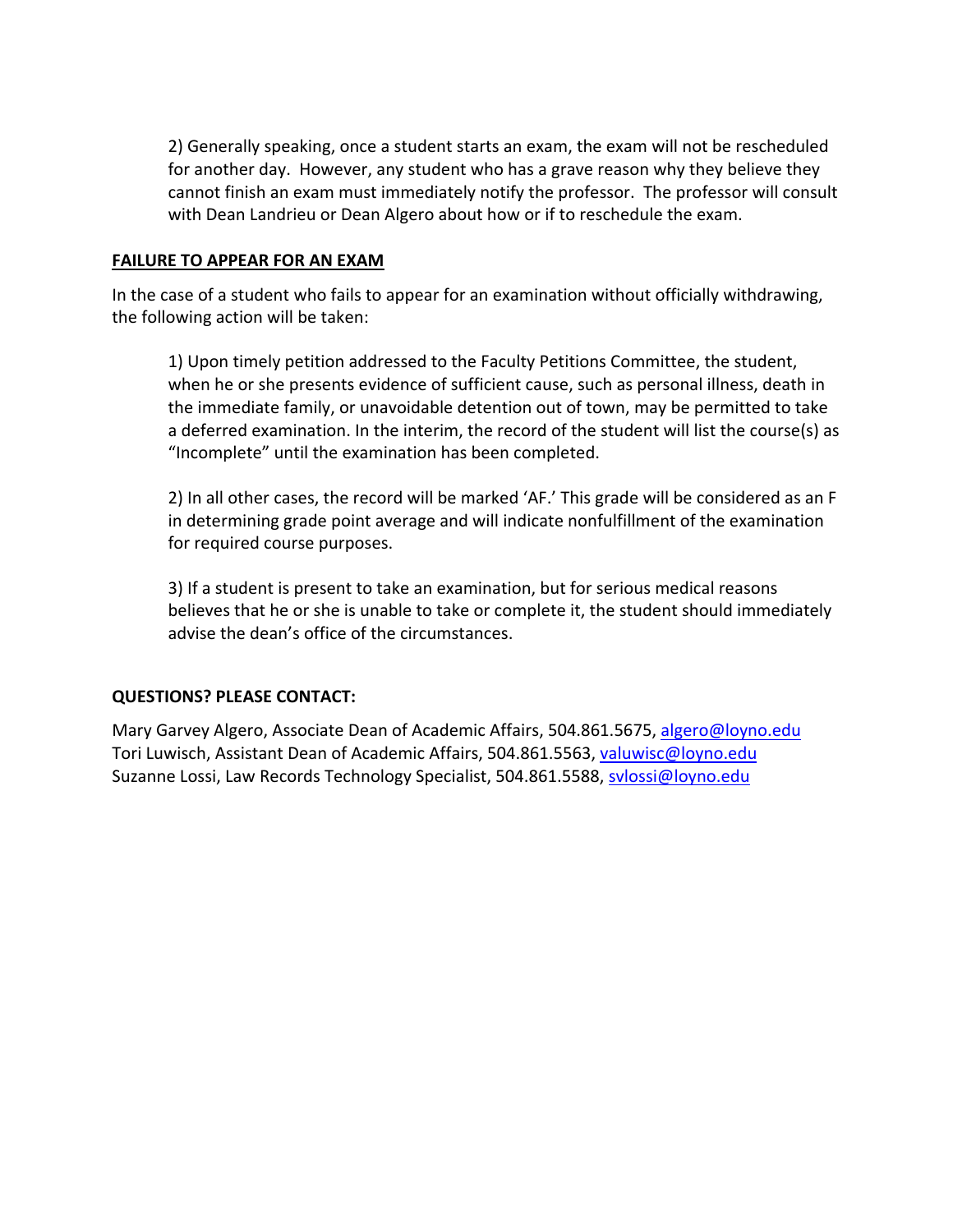2) Generally speaking, once a student starts an exam, the exam will not be rescheduled for another day. However, any student who has a grave reason why they believe they cannot finish an exam must immediately notify the professor. The professor will consult with Dean Landrieu or Dean Algero about how or if to reschedule the exam.

**FAILURE TO APPEAR FOR AN EXAM**

In the case of a student who fails to appear for an examination without officially withdrawing, the following action will be taken:

1) Upon timely petition addressed to the Faculty Petitions Committee, the student, when he or she presents evidence of sufficient cause, such as personal illness, death in the immediate family, or unavoidable detention out of town, may be permitted to take a deferred examination. In the interim, the record of the student will list the course(s) as "Incomplete" until the examination has been completed.

2) In all other cases, the record will be marked 'AF.' This grade will be considered as an F in determining grade point average and will indicate nonfulfillment of the examination for required course purposes.

3) If a student is present to take an examination, but for serious medical reasons believes that he or she is unable to take or complete it, the student should immediately advise the dean's office of the circumstances.

**QUESTIONS? PLEASE CONTACT:**

Mary Garvey Algero, Associate Dean of Academic Affairs, 504.861.5675, algero@loyno.edu
Tori Luwisch, Assistant Dean of Academic Affairs, 504.861.5563, valuwisc@loyno.edu
Suzanne Lossi, Law Records Technology Specialist, 504.861.5588, svlossi@loyno.edu